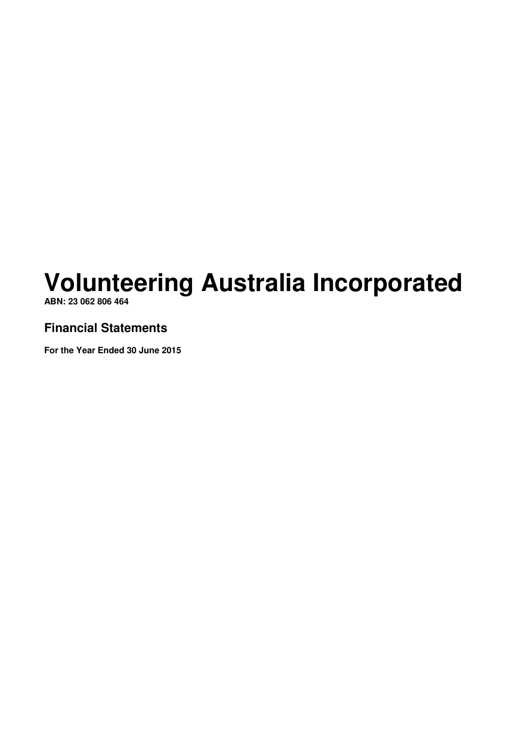# Volunteering Australia Incorporated

**ABN: 23 062 806 464**

## Financial Statements

**For the Year Ended 30 June 2015**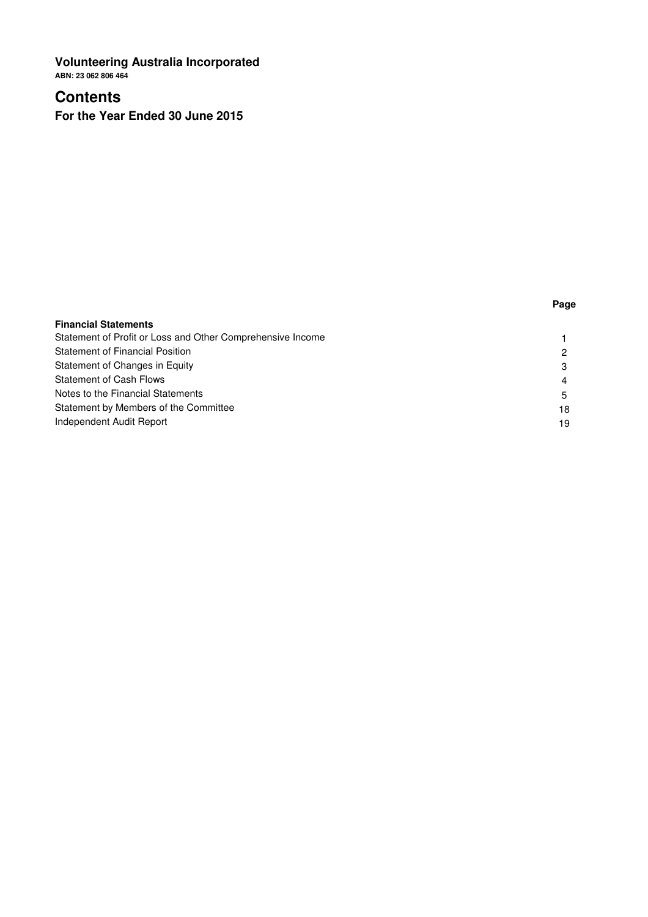# Volunteering Australia Incorporated

**ABN: 23 062 806 464**

# Contents

## For the Year Ended 30 June 2015

| | Page |
|---|---|
| **Financial Statements** | |
| Statement of Profit or Loss and Other Comprehensive Income | 1 |
| Statement of Financial Position | 2 |
| Statement of Changes in Equity | 3 |
| Statement of Cash Flows | 4 |
| Notes to the Financial Statements | 5 |
| Statement by Members of the Committee | 18 |
| Independent Audit Report | 19 |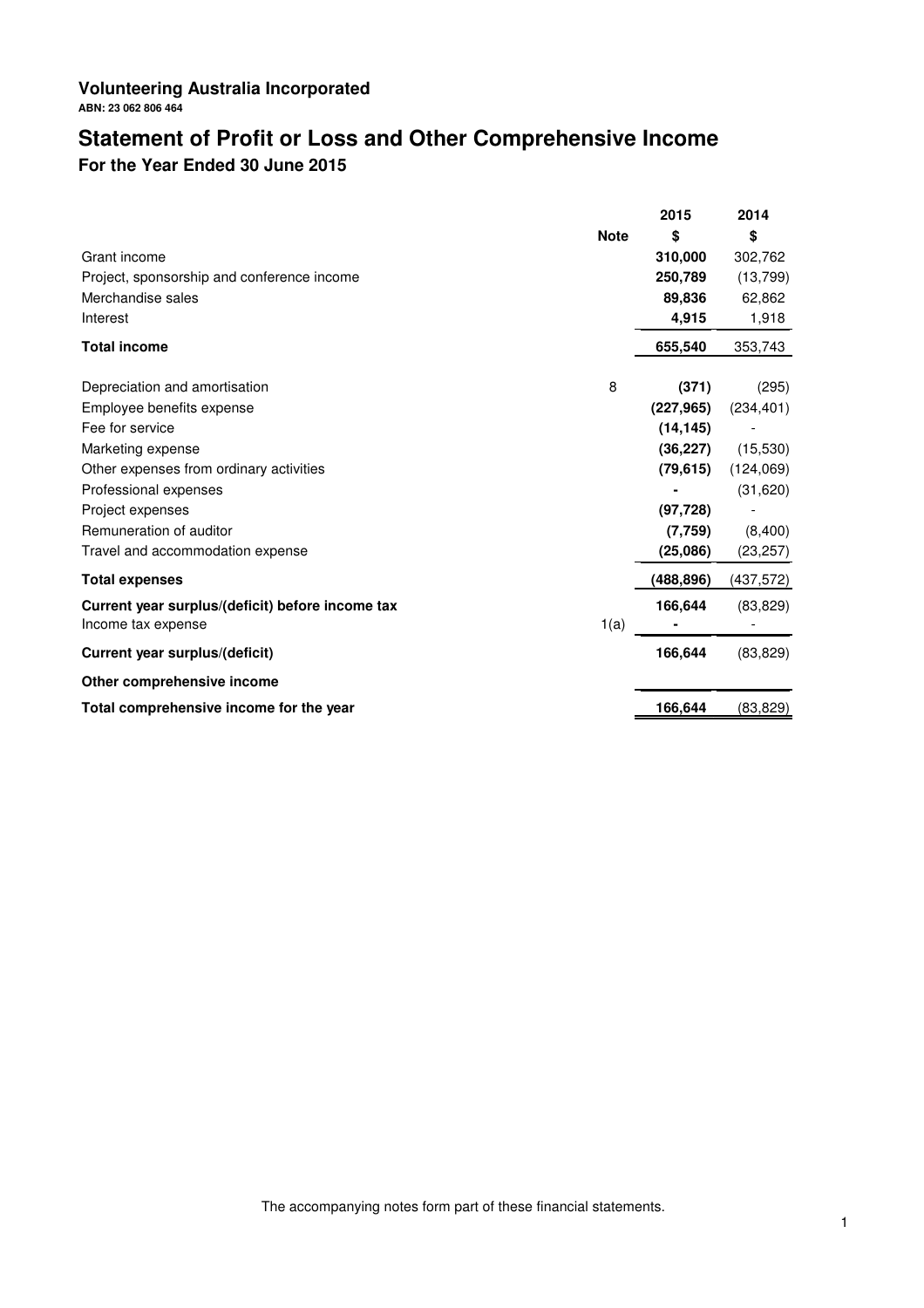**Volunteering Australia Incorporated**

**ABN: 23 062 806 464**

# Statement of Profit or Loss and Other Comprehensive Income

## For the Year Ended 30 June 2015

| | Note | 2015<br>$ | 2014<br>$ |
|---|---|---|---|
| Grant income | | **310,000** | 302,762 |
| Project, sponsorship and conference income | | **250,789** | (13,799) |
| Merchandise sales | | **89,836** | 62,862 |
| Interest | | **4,915** | 1,918 |
| **Total income** | | **655,540** | 353,743 |
| Depreciation and amortisation | 8 | **(371)** | (295) |
| Employee benefits expense | | **(227,965)** | (234,401) |
| Fee for service | | **(14,145)** | - |
| Marketing expense | | **(36,227)** | (15,530) |
| Other expenses from ordinary activities | | **(79,615)** | (124,069) |
| Professional expenses | | **-** | (31,620) |
| Project expenses | | **(97,728)** | - |
| Remuneration of auditor | | **(7,759)** | (8,400) |
| Travel and accommodation expense | | **(25,086)** | (23,257) |
| **Total expenses** | | **(488,896)** | (437,572) |
| **Current year surplus/(deficit) before income tax** | | **166,644** | (83,829) |
| Income tax expense | 1(a) | **-** | - |
| **Current year surplus/(deficit)** | | **166,644** | (83,829) |
| **Other comprehensive income** | | | |
| **Total comprehensive income for the year** | | **166,644** | (83,829) |

The accompanying notes form part of these financial statements.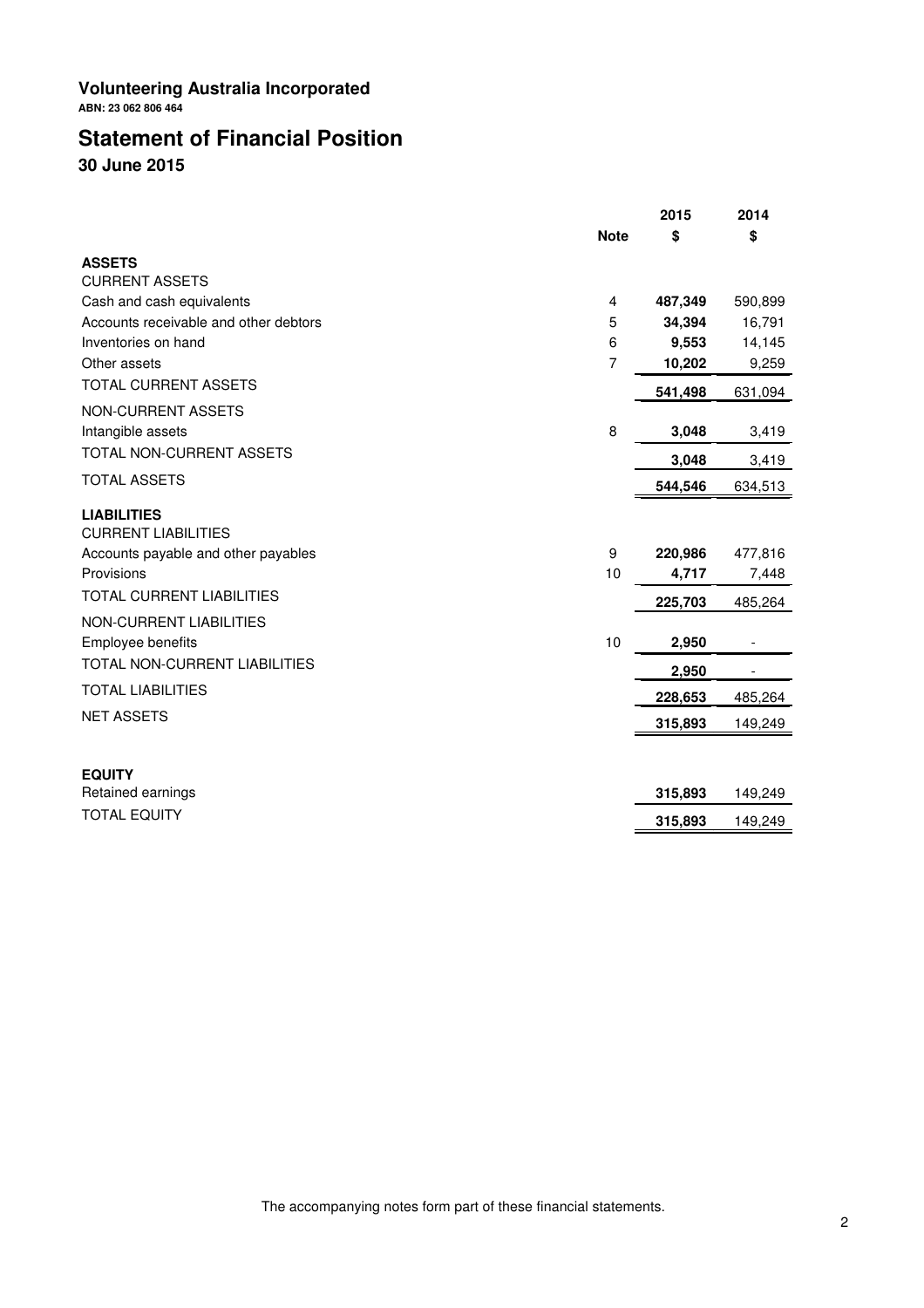**Volunteering Australia Incorporated**

**ABN: 23 062 806 464**

# Statement of Financial Position

## 30 June 2015

| | Note | 2015 $ | 2014 $ |
|---|---|---|---|
| **ASSETS** | | | |
| CURRENT ASSETS | | | |
| Cash and cash equivalents | 4 | **487,349** | 590,899 |
| Accounts receivable and other debtors | 5 | **34,394** | 16,791 |
| Inventories on hand | 6 | **9,553** | 14,145 |
| Other assets | 7 | **10,202** | 9,259 |
| TOTAL CURRENT ASSETS | | **541,498** | 631,094 |
| NON-CURRENT ASSETS | | | |
| Intangible assets | 8 | **3,048** | 3,419 |
| TOTAL NON-CURRENT ASSETS | | **3,048** | 3,419 |
| TOTAL ASSETS | | **544,546** | 634,513 |
| **LIABILITIES** | | | |
| CURRENT LIABILITIES | | | |
| Accounts payable and other payables | 9 | **220,986** | 477,816 |
| Provisions | 10 | **4,717** | 7,448 |
| TOTAL CURRENT LIABILITIES | | **225,703** | 485,264 |
| NON-CURRENT LIABILITIES | | | |
| Employee benefits | 10 | **2,950** | - |
| TOTAL NON-CURRENT LIABILITIES | | **2,950** | - |
| TOTAL LIABILITIES | | **228,653** | 485,264 |
| NET ASSETS | | **315,893** | 149,249 |
| **EQUITY** | | | |
| Retained earnings | | **315,893** | 149,249 |
| TOTAL EQUITY | | **315,893** | 149,249 |

The accompanying notes form part of these financial statements.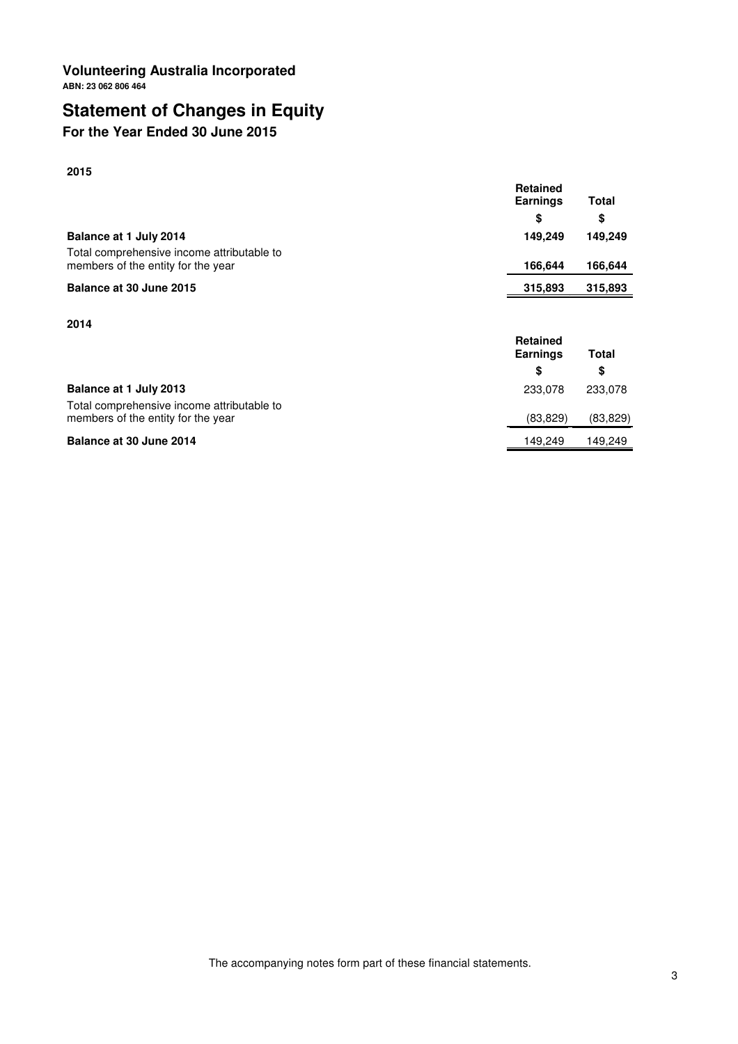**Volunteering Australia Incorporated**

**ABN: 23 062 806 464**

# Statement of Changes in Equity

## For the Year Ended 30 June 2015

**2015**

| | Retained Earnings | Total |
|---|---|---|
| | $ | $ |
| **Balance at 1 July 2014** | **149,249** | **149,249** |
| Total comprehensive income attributable to members of the entity for the year | **166,644** | **166,644** |
| **Balance at 30 June 2015** | **315,893** | **315,893** |

**2014**

| | Retained Earnings | Total |
|---|---|---|
| | $ | $ |
| **Balance at 1 July 2013** | 233,078 | 233,078 |
| Total comprehensive income attributable to members of the entity for the year | (83,829) | (83,829) |
| **Balance at 30 June 2014** | 149,249 | 149,249 |

The accompanying notes form part of these financial statements.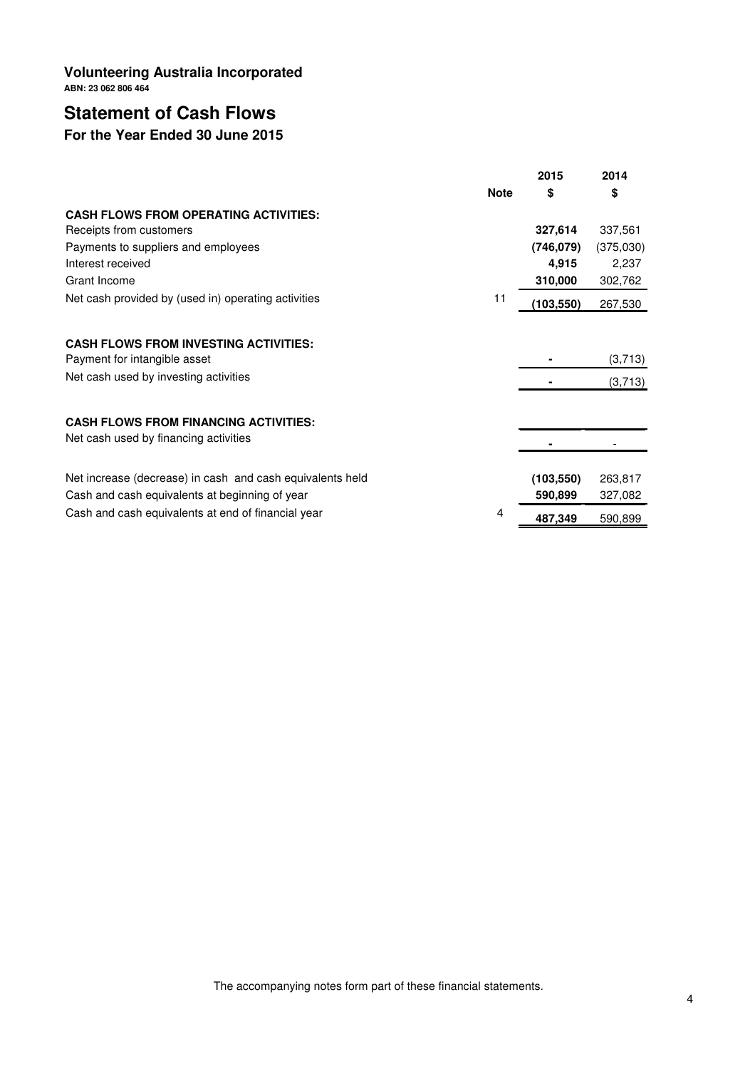**Volunteering Australia Incorporated**
**ABN: 23 062 806 464**

# Statement of Cash Flows

## For the Year Ended 30 June 2015

| | Note | 2015 $ | 2014 $ |
|---|---|---|---|
| **CASH FLOWS FROM OPERATING ACTIVITIES:** | | | |
| Receipts from customers | | **327,614** | 337,561 |
| Payments to suppliers and employees | | **(746,079)** | (375,030) |
| Interest received | | **4,915** | 2,237 |
| Grant Income | | **310,000** | 302,762 |
| Net cash provided by (used in) operating activities | 11 | **(103,550)** | 267,530 |
| | | | |
| **CASH FLOWS FROM INVESTING ACTIVITIES:** | | | |
| Payment for intangible asset | | **-** | (3,713) |
| Net cash used by investing activities | | **-** | (3,713) |
| | | | |
| **CASH FLOWS FROM FINANCING ACTIVITIES:** | | | |
| Net cash used by financing activities | | **-** | - |
| | | | |
| Net increase (decrease) in cash and cash equivalents held | | **(103,550)** | 263,817 |
| Cash and cash equivalents at beginning of year | | **590,899** | 327,082 |
| Cash and cash equivalents at end of financial year | 4 | **487,349** | 590,899 |

The accompanying notes form part of these financial statements.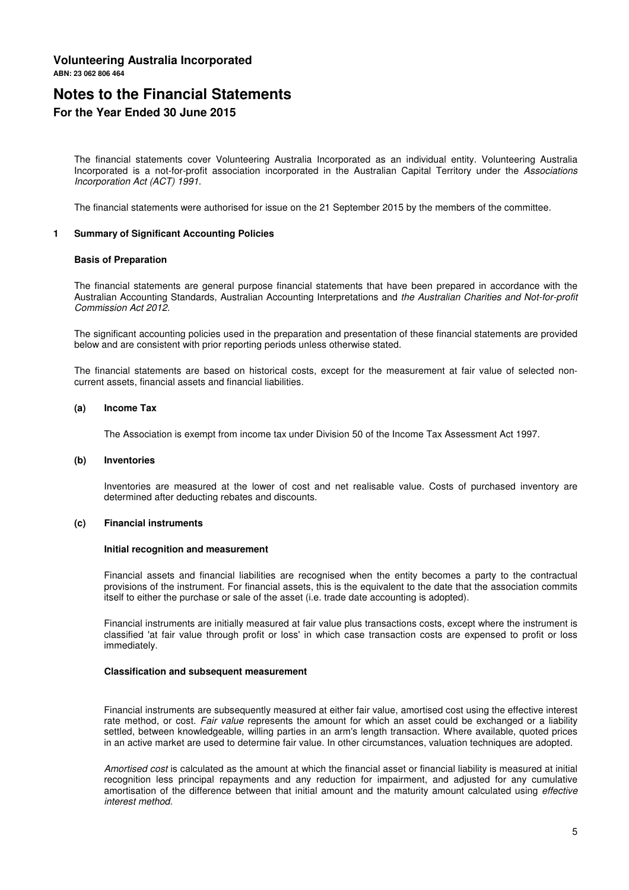# Volunteering Australia Incorporated

**ABN: 23 062 806 464**

# Notes to the Financial Statements

## For the Year Ended 30 June 2015

The financial statements cover Volunteering Australia Incorporated as an individual entity. Volunteering Australia Incorporated is a not-for-profit association incorporated in the Australian Capital Territory under the *Associations Incorporation Act (ACT) 1991*.

The financial statements were authorised for issue on the 21 September 2015 by the members of the committee.

### 1 Summary of Significant Accounting Policies

#### Basis of Preparation

The financial statements are general purpose financial statements that have been prepared in accordance with the Australian Accounting Standards, Australian Accounting Interpretations and *the Australian Charities and Not-for-profit Commission Act 2012*.

The significant accounting policies used in the preparation and presentation of these financial statements are provided below and are consistent with prior reporting periods unless otherwise stated.

The financial statements are based on historical costs, except for the measurement at fair value of selected non-current assets, financial assets and financial liabilities.

#### (a) Income Tax

The Association is exempt from income tax under Division 50 of the Income Tax Assessment Act 1997.

#### (b) Inventories

Inventories are measured at the lower of cost and net realisable value. Costs of purchased inventory are determined after deducting rebates and discounts.

#### (c) Financial instruments

**Initial recognition and measurement**

Financial assets and financial liabilities are recognised when the entity becomes a party to the contractual provisions of the instrument. For financial assets, this is the equivalent to the date that the association commits itself to either the purchase or sale of the asset (i.e. trade date accounting is adopted).

Financial instruments are initially measured at fair value plus transactions costs, except where the instrument is classified 'at fair value through profit or loss' in which case transaction costs are expensed to profit or loss immediately.

**Classification and subsequent measurement**

Financial instruments are subsequently measured at either fair value, amortised cost using the effective interest rate method, or cost. *Fair value* represents the amount for which an asset could be exchanged or a liability settled, between knowledgeable, willing parties in an arm's length transaction. Where available, quoted prices in an active market are used to determine fair value. In other circumstances, valuation techniques are adopted.

*Amortised cost* is calculated as the amount at which the financial asset or financial liability is measured at initial recognition less principal repayments and any reduction for impairment, and adjusted for any cumulative amortisation of the difference between that initial amount and the maturity amount calculated using *effective interest method*.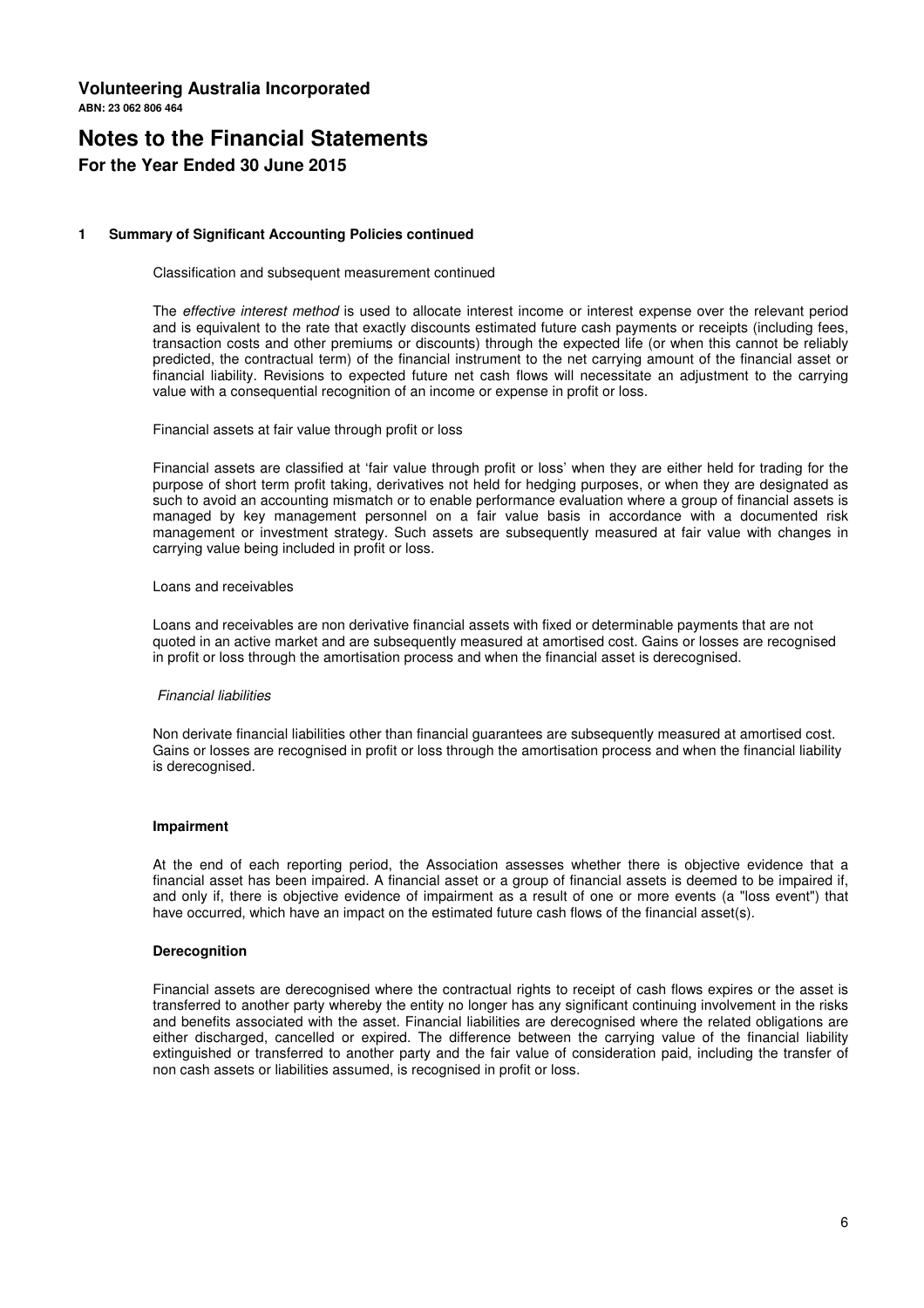## 1 Summary of Significant Accounting Policies continued

Classification and subsequent measurement continued

The *effective interest method* is used to allocate interest income or interest expense over the relevant period and is equivalent to the rate that exactly discounts estimated future cash payments or receipts (including fees, transaction costs and other premiums or discounts) through the expected life (or when this cannot be reliably predicted, the contractual term) of the financial instrument to the net carrying amount of the financial asset or financial liability. Revisions to expected future net cash flows will necessitate an adjustment to the carrying value with a consequential recognition of an income or expense in profit or loss.

Financial assets at fair value through profit or loss

Financial assets are classified at 'fair value through profit or loss' when they are either held for trading for the purpose of short term profit taking, derivatives not held for hedging purposes, or when they are designated as such to avoid an accounting mismatch or to enable performance evaluation where a group of financial assets is managed by key management personnel on a fair value basis in accordance with a documented risk management or investment strategy. Such assets are subsequently measured at fair value with changes in carrying value being included in profit or loss.

Loans and receivables

Loans and receivables are non derivative financial assets with fixed or determinable payments that are not quoted in an active market and are subsequently measured at amortised cost. Gains or losses are recognised in profit or loss through the amortisation process and when the financial asset is derecognised.

*Financial liabilities*

Non derivate financial liabilities other than financial guarantees are subsequently measured at amortised cost. Gains or losses are recognised in profit or loss through the amortisation process and when the financial liability is derecognised.

**Impairment**

At the end of each reporting period, the Association assesses whether there is objective evidence that a financial asset has been impaired. A financial asset or a group of financial assets is deemed to be impaired if, and only if, there is objective evidence of impairment as a result of one or more events (a "loss event") that have occurred, which have an impact on the estimated future cash flows of the financial asset(s).

**Derecognition**

Financial assets are derecognised where the contractual rights to receipt of cash flows expires or the asset is transferred to another party whereby the entity no longer has any significant continuing involvement in the risks and benefits associated with the asset. Financial liabilities are derecognised where the related obligations are either discharged, cancelled or expired. The difference between the carrying value of the financial liability extinguished or transferred to another party and the fair value of consideration paid, including the transfer of non cash assets or liabilities assumed, is recognised in profit or loss.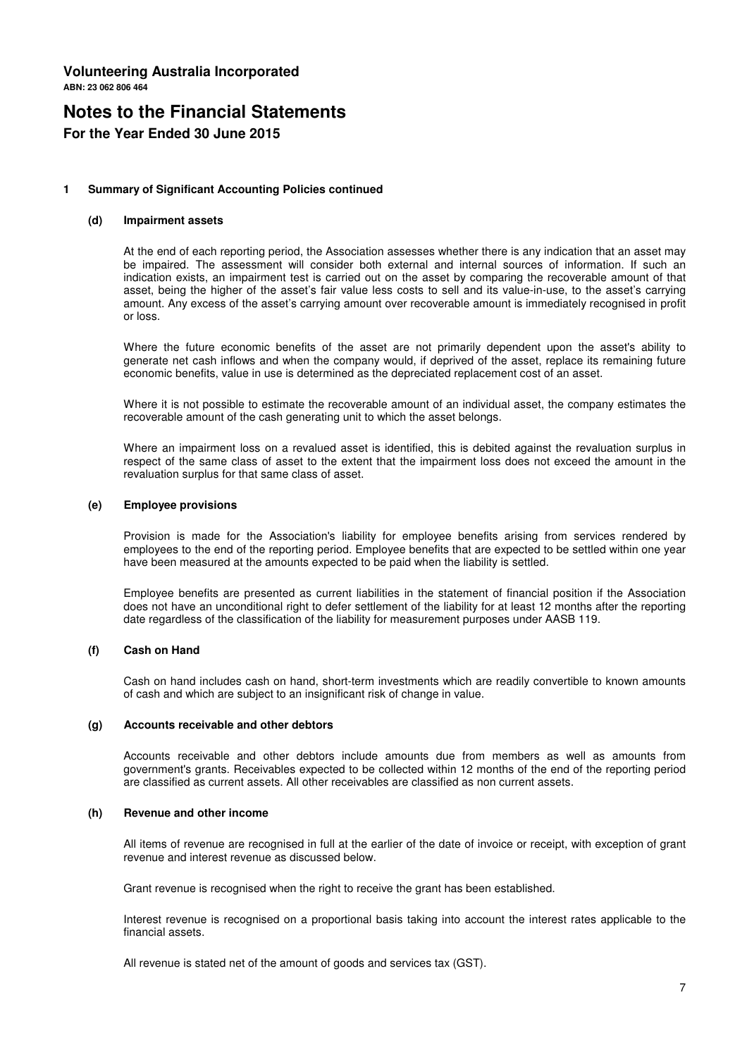**Volunteering Australia Incorporated**

**ABN: 23 062 806 464**

# Notes to the Financial Statements

## For the Year Ended 30 June 2015

### 1 Summary of Significant Accounting Policies continued

#### (d) Impairment assets

At the end of each reporting period, the Association assesses whether there is any indication that an asset may be impaired. The assessment will consider both external and internal sources of information. If such an indication exists, an impairment test is carried out on the asset by comparing the recoverable amount of that asset, being the higher of the asset's fair value less costs to sell and its value-in-use, to the asset's carrying amount. Any excess of the asset's carrying amount over recoverable amount is immediately recognised in profit or loss.

Where the future economic benefits of the asset are not primarily dependent upon the asset's ability to generate net cash inflows and when the company would, if deprived of the asset, replace its remaining future economic benefits, value in use is determined as the depreciated replacement cost of an asset.

Where it is not possible to estimate the recoverable amount of an individual asset, the company estimates the recoverable amount of the cash generating unit to which the asset belongs.

Where an impairment loss on a revalued asset is identified, this is debited against the revaluation surplus in respect of the same class of asset to the extent that the impairment loss does not exceed the amount in the revaluation surplus for that same class of asset.

#### (e) Employee provisions

Provision is made for the Association's liability for employee benefits arising from services rendered by employees to the end of the reporting period. Employee benefits that are expected to be settled within one year have been measured at the amounts expected to be paid when the liability is settled.

Employee benefits are presented as current liabilities in the statement of financial position if the Association does not have an unconditional right to defer settlement of the liability for at least 12 months after the reporting date regardless of the classification of the liability for measurement purposes under AASB 119.

#### (f) Cash on Hand

Cash on hand includes cash on hand, short-term investments which are readily convertible to known amounts of cash and which are subject to an insignificant risk of change in value.

#### (g) Accounts receivable and other debtors

Accounts receivable and other debtors include amounts due from members as well as amounts from government's grants. Receivables expected to be collected within 12 months of the end of the reporting period are classified as current assets. All other receivables are classified as non current assets.

#### (h) Revenue and other income

All items of revenue are recognised in full at the earlier of the date of invoice or receipt, with exception of grant revenue and interest revenue as discussed below.

Grant revenue is recognised when the right to receive the grant has been established.

Interest revenue is recognised on a proportional basis taking into account the interest rates applicable to the financial assets.

All revenue is stated net of the amount of goods and services tax (GST).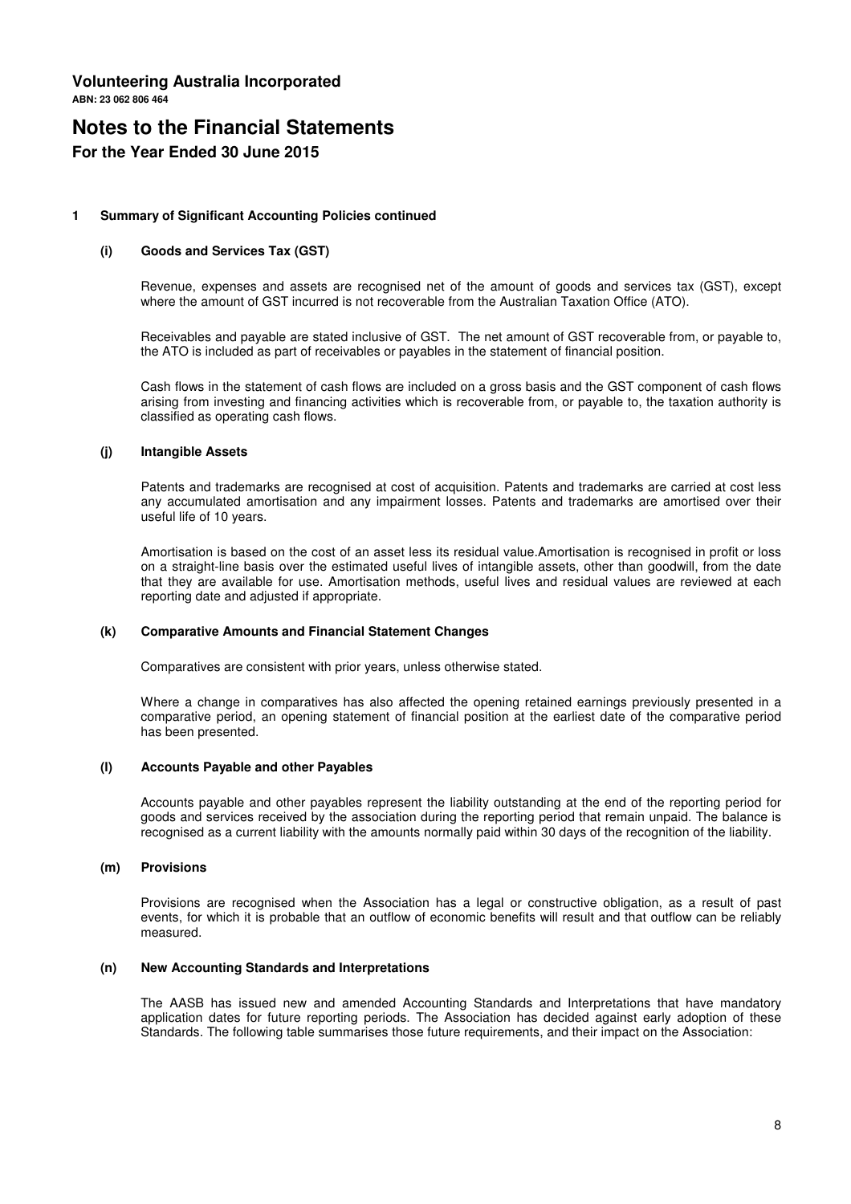**Volunteering Australia Incorporated**

**ABN: 23 062 806 464**

# Notes to the Financial Statements

## For the Year Ended 30 June 2015

### 1 Summary of Significant Accounting Policies continued

#### (i) Goods and Services Tax (GST)

Revenue, expenses and assets are recognised net of the amount of goods and services tax (GST), except where the amount of GST incurred is not recoverable from the Australian Taxation Office (ATO).

Receivables and payable are stated inclusive of GST. The net amount of GST recoverable from, or payable to, the ATO is included as part of receivables or payables in the statement of financial position.

Cash flows in the statement of cash flows are included on a gross basis and the GST component of cash flows arising from investing and financing activities which is recoverable from, or payable to, the taxation authority is classified as operating cash flows.

#### (j) Intangible Assets

Patents and trademarks are recognised at cost of acquisition. Patents and trademarks are carried at cost less any accumulated amortisation and any impairment losses. Patents and trademarks are amortised over their useful life of 10 years.

Amortisation is based on the cost of an asset less its residual value.Amortisation is recognised in profit or loss on a straight-line basis over the estimated useful lives of intangible assets, other than goodwill, from the date that they are available for use. Amortisation methods, useful lives and residual values are reviewed at each reporting date and adjusted if appropriate.

#### (k) Comparative Amounts and Financial Statement Changes

Comparatives are consistent with prior years, unless otherwise stated.

Where a change in comparatives has also affected the opening retained earnings previously presented in a comparative period, an opening statement of financial position at the earliest date of the comparative period has been presented.

#### (l) Accounts Payable and other Payables

Accounts payable and other payables represent the liability outstanding at the end of the reporting period for goods and services received by the association during the reporting period that remain unpaid. The balance is recognised as a current liability with the amounts normally paid within 30 days of the recognition of the liability.

#### (m) Provisions

Provisions are recognised when the Association has a legal or constructive obligation, as a result of past events, for which it is probable that an outflow of economic benefits will result and that outflow can be reliably measured.

#### (n) New Accounting Standards and Interpretations

The AASB has issued new and amended Accounting Standards and Interpretations that have mandatory application dates for future reporting periods. The Association has decided against early adoption of these Standards. The following table summarises those future requirements, and their impact on the Association: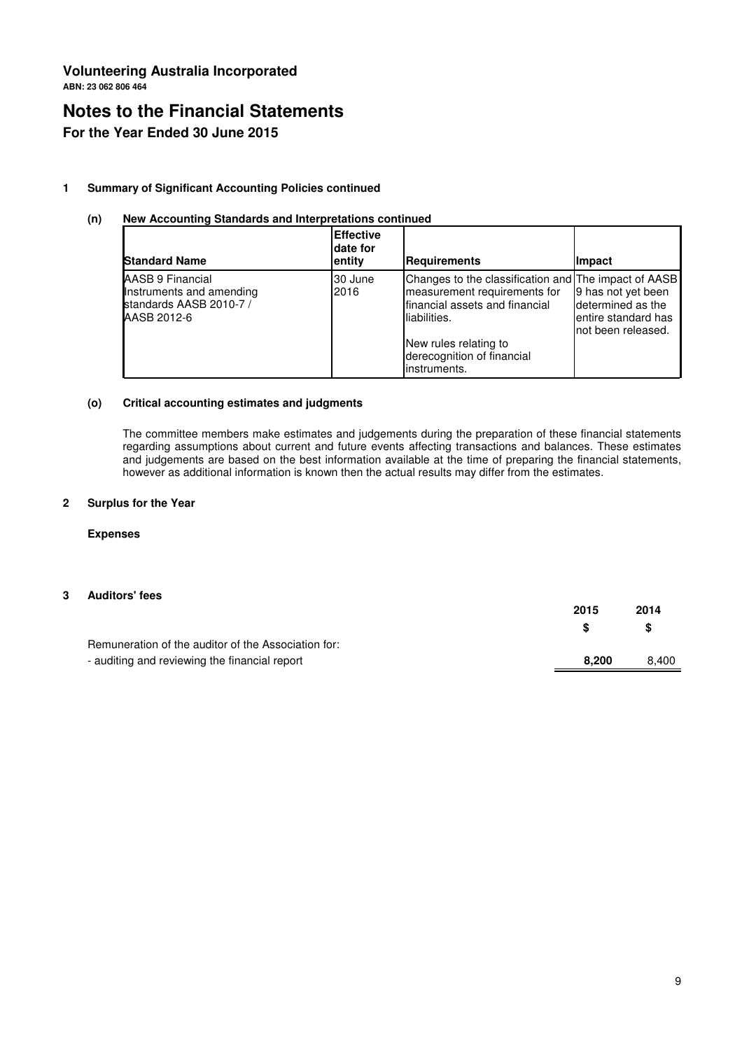# Volunteering Australia Incorporated

**ABN: 23 062 806 464**

# Notes to the Financial Statements

## For the Year Ended 30 June 2015

### 1 Summary of Significant Accounting Policies continued

#### (n) New Accounting Standards and Interpretations continued

| Standard Name | Effective date for entity | Requirements | Impact |
|---|---|---|---|
| AASB 9 Financial Instruments and amending standards AASB 2010-7 / AASB 2012-6 | 30 June 2016 | Changes to the classification and measurement requirements for financial assets and financial liabilities.<br><br>New rules relating to derecognition of financial instruments. | The impact of AASB 9 has not yet been determined as the entire standard has not been released. |

#### (o) Critical accounting estimates and judgments

The committee members make estimates and judgements during the preparation of these financial statements regarding assumptions about current and future events affecting transactions and balances. These estimates and judgements are based on the best information available at the time of preparing the financial statements, however as additional information is known then the actual results may differ from the estimates.

### 2 Surplus for the Year

**Expenses**

### 3 Auditors' fees

| | 2015<br>$ | 2014<br>$ |
|---|---|---|
| Remuneration of the auditor of the Association for: | | |
| - auditing and reviewing the financial report | **8,200** | 8,400 |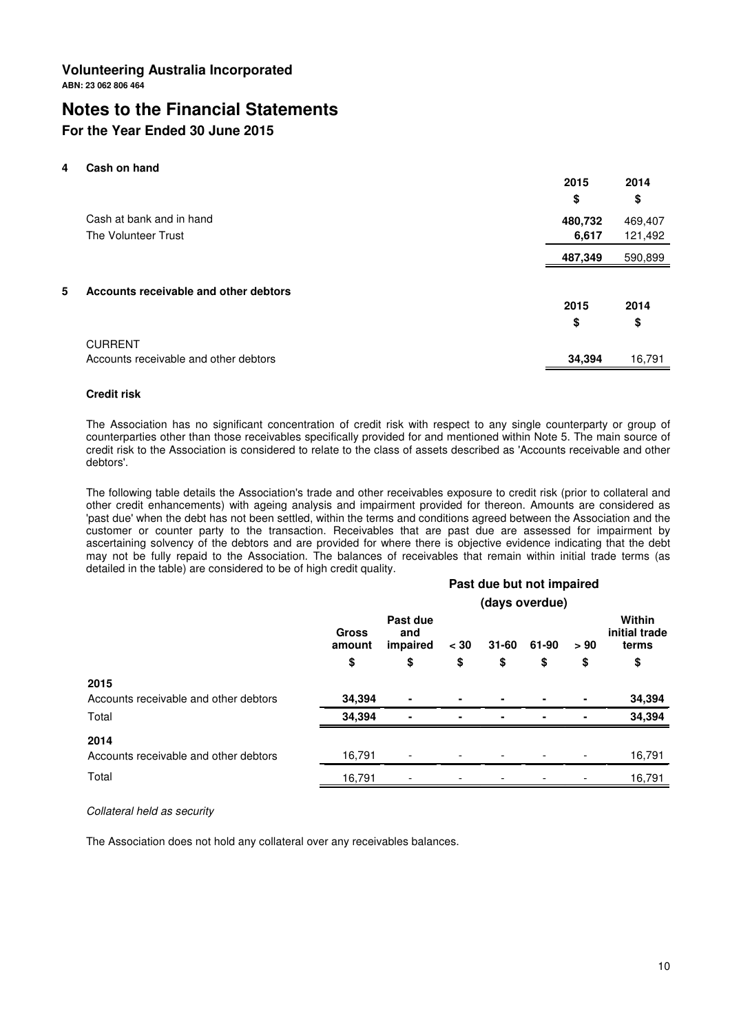# Volunteering Australia Incorporated

**ABN: 23 062 806 464**

# Notes to the Financial Statements

## For the Year Ended 30 June 2015

### 4 Cash on hand

| | 2015 | 2014 |
|---|---|---|
| | $ | $ |
| Cash at bank and in hand | **480,732** | 469,407 |
| The Volunteer Trust | **6,617** | 121,492 |
| | **487,349** | 590,899 |

### 5 Accounts receivable and other debtors

| | 2015 | 2014 |
|---|---|---|
| | $ | $ |
| CURRENT | | |
| Accounts receivable and other debtors | **34,394** | 16,791 |

#### Credit risk

The Association has no significant concentration of credit risk with respect to any single counterparty or group of counterparties other than those receivables specifically provided for and mentioned within Note 5. The main source of credit risk to the Association is considered to relate to the class of assets described as 'Accounts receivable and other debtors'.

The following table details the Association's trade and other receivables exposure to credit risk (prior to collateral and other credit enhancements) with ageing analysis and impairment provided for thereon. Amounts are considered as 'past due' when the debt has not been settled, within the terms and conditions agreed between the Association and the customer or counter party to the transaction. Receivables that are past due are assessed for impairment by ascertaining solvency of the debtors and are provided for where there is objective evidence indicating that the debt may not be fully repaid to the Association. The balances of receivables that remain within initial trade terms (as detailed in the table) are considered to be of high credit quality.

| | Gross amount | Past due and impaired | Past due but not impaired (days overdue) < 30 | 31-60 | 61-90 | > 90 | Within initial trade terms |
|---|---|---|---|---|---|---|---|
| | $ | $ | $ | $ | $ | $ | $ |
| **2015** | | | | | | | |
| Accounts receivable and other debtors | **34,394** | **-** | **-** | **-** | **-** | **-** | **34,394** |
| Total | **34,394** | **-** | **-** | **-** | **-** | **-** | **34,394** |
| **2014** | | | | | | | |
| Accounts receivable and other debtors | 16,791 | - | - | - | - | - | 16,791 |
| Total | 16,791 | - | - | - | - | - | 16,791 |

*Collateral held as security*

The Association does not hold any collateral over any receivables balances.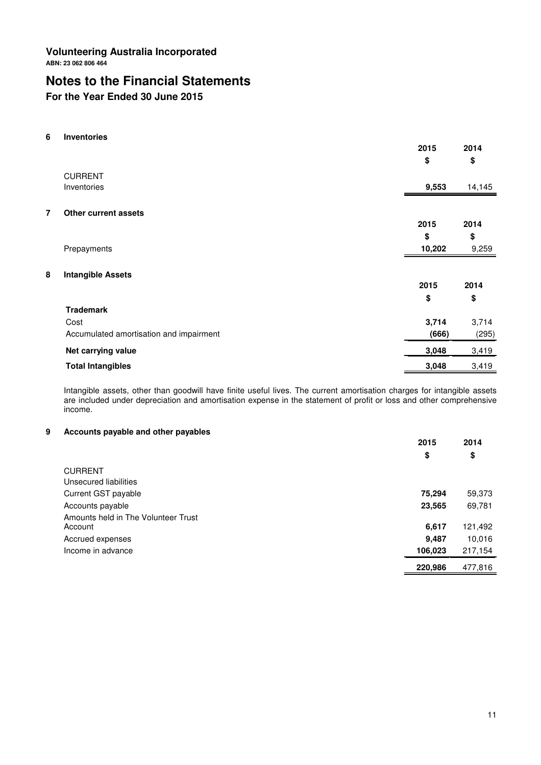# Volunteering Australia Incorporated

**ABN: 23 062 806 464**

# Notes to the Financial Statements

## For the Year Ended 30 June 2015

### 6 Inventories

| | 2015 | 2014 |
|---|---|---|
| | $ | $ |
| CURRENT | | |
| Inventories | **9,553** | 14,145 |

### 7 Other current assets

| | 2015 | 2014 |
|---|---|---|
| | $ | $ |
| Prepayments | **10,202** | 9,259 |

### 8 Intangible Assets

| | 2015 | 2014 |
|---|---|---|
| | $ | $ |
| **Trademark** | | |
| Cost | **3,714** | 3,714 |
| Accumulated amortisation and impairment | **(666)** | (295) |
| **Net carrying value** | **3,048** | 3,419 |
| **Total Intangibles** | **3,048** | 3,419 |

Intangible assets, other than goodwill have finite useful lives. The current amortisation charges for intangible assets are included under depreciation and amortisation expense in the statement of profit or loss and other comprehensive income.

### 9 Accounts payable and other payables

| | 2015 | 2014 |
|---|---|---|
| | $ | $ |
| CURRENT | | |
| Unsecured liabilities | | |
| Current GST payable | **75,294** | 59,373 |
| Accounts payable | **23,565** | 69,781 |
| Amounts held in The Volunteer Trust Account | **6,617** | 121,492 |
| Accrued expenses | **9,487** | 10,016 |
| Income in advance | **106,023** | 217,154 |
| | **220,986** | 477,816 |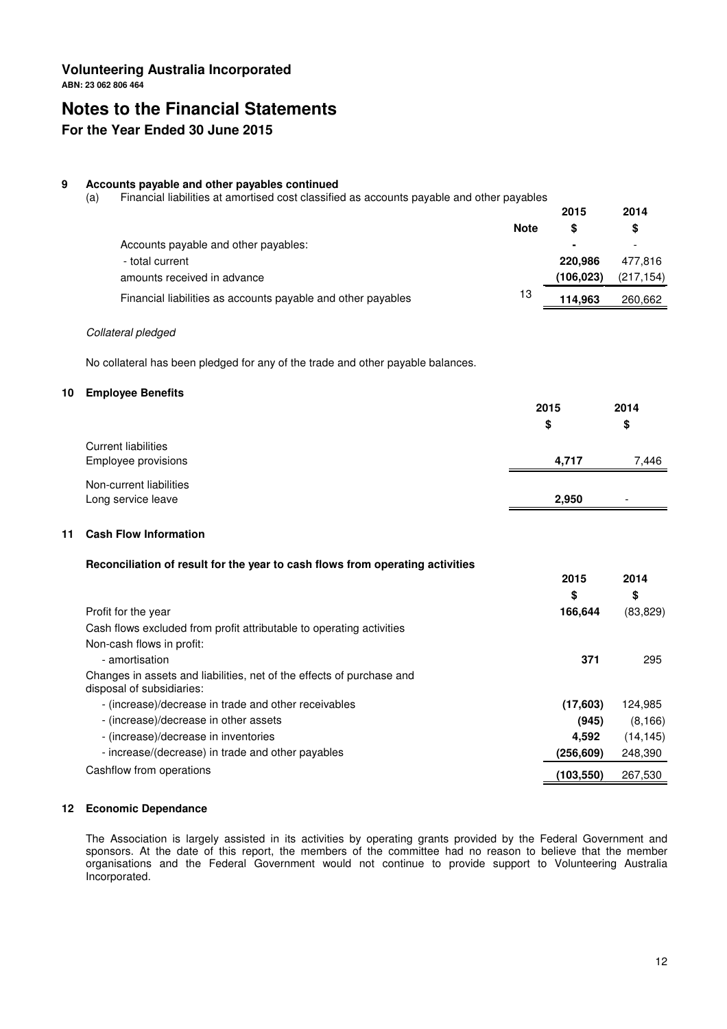Volunteering Australia Incorporated

ABN: 23 062 806 464

# Notes to the Financial Statements

## For the Year Ended 30 June 2015

### 9 Accounts payable and other payables continued

(a) Financial liabilities at amortised cost classified as accounts payable and other payables

| | Note | 2015 $ | 2014 $ |
|---|---|---|---|
| Accounts payable and other payables: | | - | - |
| - total current | | **220,986** | 477,816 |
| amounts received in advance | | **(106,023)** | (217,154) |
| Financial liabilities as accounts payable and other payables | 13 | **114,963** | 260,662 |

*Collateral pledged*

No collateral has been pledged for any of the trade and other payable balances.

### 10 Employee Benefits

| | 2015 $ | 2014 $ |
|---|---|---|
| Current liabilities | | |
| Employee provisions | **4,717** | 7,446 |
| Non-current liabilities | | |
| Long service leave | **2,950** | - |

### 11 Cash Flow Information

**Reconciliation of result for the year to cash flows from operating activities**

| | 2015 $ | 2014 $ |
|---|---|---|
| Profit for the year | **166,644** | (83,829) |
| Cash flows excluded from profit attributable to operating activities | | |
| Non-cash flows in profit: | | |
| - amortisation | **371** | 295 |
| Changes in assets and liabilities, net of the effects of purchase and disposal of subsidiaries: | | |
| - (increase)/decrease in trade and other receivables | **(17,603)** | 124,985 |
| - (increase)/decrease in other assets | **(945)** | (8,166) |
| - (increase)/decrease in inventories | **4,592** | (14,145) |
| - increase/(decrease) in trade and other payables | **(256,609)** | 248,390 |
| Cashflow from operations | **(103,550)** | 267,530 |

### 12 Economic Dependance

The Association is largely assisted in its activities by operating grants provided by the Federal Government and sponsors. At the date of this report, the members of the committee had no reason to believe that the member organisations and the Federal Government would not continue to provide support to Volunteering Australia Incorporated.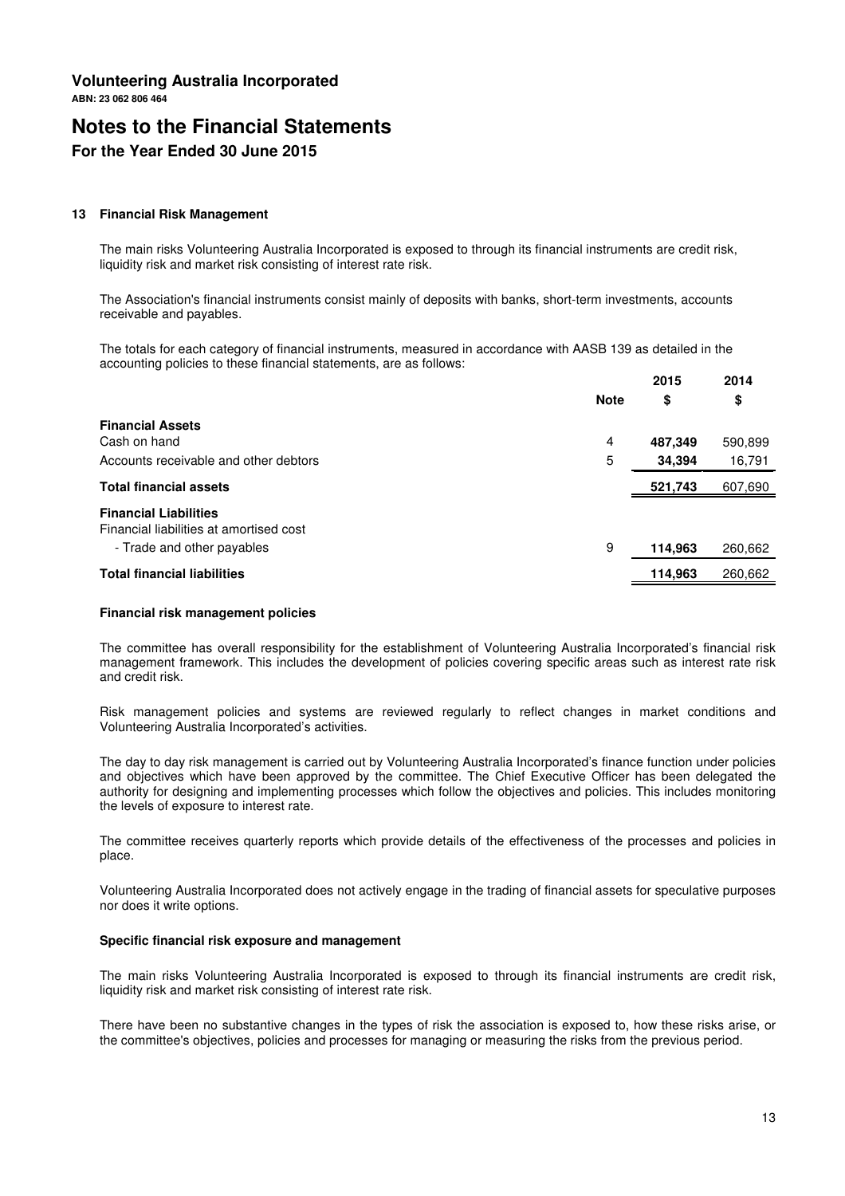# Volunteering Australia Incorporated

**ABN: 23 062 806 464**

# Notes to the Financial Statements

## For the Year Ended 30 June 2015

### 13 Financial Risk Management

The main risks Volunteering Australia Incorporated is exposed to through its financial instruments are credit risk, liquidity risk and market risk consisting of interest rate risk.

The Association's financial instruments consist mainly of deposits with banks, short-term investments, accounts receivable and payables.

The totals for each category of financial instruments, measured in accordance with AASB 139 as detailed in the accounting policies to these financial statements, are as follows:

| | Note | 2015 $ | 2014 $ |
|---|---|---|---|
| **Financial Assets** | | | |
| Cash on hand | 4 | **487,349** | 590,899 |
| Accounts receivable and other debtors | 5 | **34,394** | 16,791 |
| **Total financial assets** | | **521,743** | 607,690 |
| **Financial Liabilities** | | | |
| Financial liabilities at amortised cost | | | |
| - Trade and other payables | 9 | **114,963** | 260,662 |
| **Total financial liabilities** | | **114,963** | 260,662 |

**Financial risk management policies**

The committee has overall responsibility for the establishment of Volunteering Australia Incorporated's financial risk management framework. This includes the development of policies covering specific areas such as interest rate risk and credit risk.

Risk management policies and systems are reviewed regularly to reflect changes in market conditions and Volunteering Australia Incorporated's activities.

The day to day risk management is carried out by Volunteering Australia Incorporated's finance function under policies and objectives which have been approved by the committee. The Chief Executive Officer has been delegated the authority for designing and implementing processes which follow the objectives and policies. This includes monitoring the levels of exposure to interest rate.

The committee receives quarterly reports which provide details of the effectiveness of the processes and policies in place.

Volunteering Australia Incorporated does not actively engage in the trading of financial assets for speculative purposes nor does it write options.

**Specific financial risk exposure and management**

The main risks Volunteering Australia Incorporated is exposed to through its financial instruments are credit risk, liquidity risk and market risk consisting of interest rate risk.

There have been no substantive changes in the types of risk the association is exposed to, how these risks arise, or the committee's objectives, policies and processes for managing or measuring the risks from the previous period.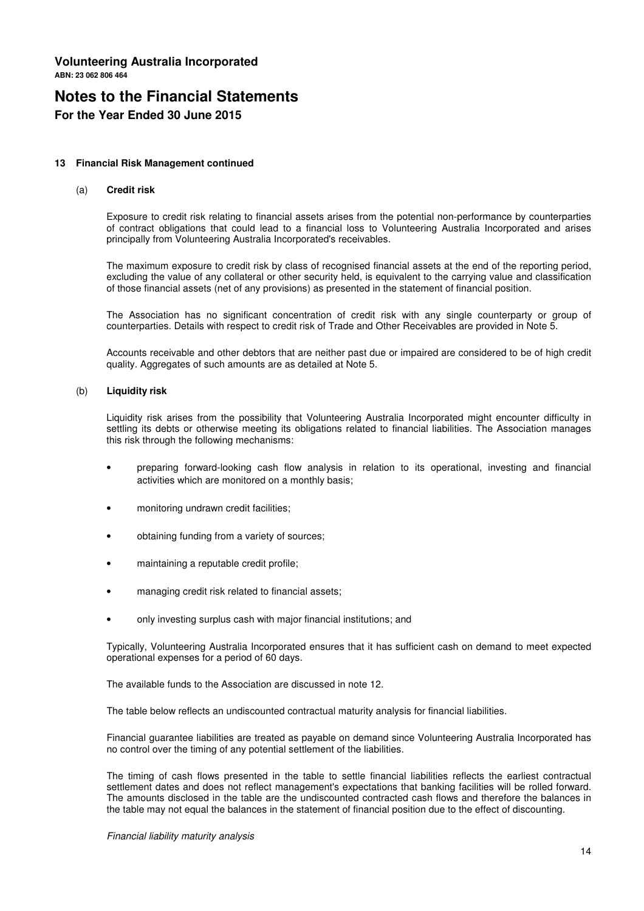**Volunteering Australia Incorporated**

**ABN: 23 062 806 464**

# Notes to the Financial Statements

## For the Year Ended 30 June 2015

### 13 Financial Risk Management continued

#### (a) Credit risk

Exposure to credit risk relating to financial assets arises from the potential non-performance by counterparties of contract obligations that could lead to a financial loss to Volunteering Australia Incorporated and arises principally from Volunteering Australia Incorporated's receivables.

The maximum exposure to credit risk by class of recognised financial assets at the end of the reporting period, excluding the value of any collateral or other security held, is equivalent to the carrying value and classification of those financial assets (net of any provisions) as presented in the statement of financial position.

The Association has no significant concentration of credit risk with any single counterparty or group of counterparties. Details with respect to credit risk of Trade and Other Receivables are provided in Note 5.

Accounts receivable and other debtors that are neither past due or impaired are considered to be of high credit quality. Aggregates of such amounts are as detailed at Note 5.

#### (b) Liquidity risk

Liquidity risk arises from the possibility that Volunteering Australia Incorporated might encounter difficulty in settling its debts or otherwise meeting its obligations related to financial liabilities. The Association manages this risk through the following mechanisms:

- preparing forward-looking cash flow analysis in relation to its operational, investing and financial activities which are monitored on a monthly basis;
- monitoring undrawn credit facilities;
- obtaining funding from a variety of sources;
- maintaining a reputable credit profile;
- managing credit risk related to financial assets;
- only investing surplus cash with major financial institutions; and

Typically, Volunteering Australia Incorporated ensures that it has sufficient cash on demand to meet expected operational expenses for a period of 60 days.

The available funds to the Association are discussed in note 12.

The table below reflects an undiscounted contractual maturity analysis for financial liabilities.

Financial guarantee liabilities are treated as payable on demand since Volunteering Australia Incorporated has no control over the timing of any potential settlement of the liabilities.

The timing of cash flows presented in the table to settle financial liabilities reflects the earliest contractual settlement dates and does not reflect management's expectations that banking facilities will be rolled forward. The amounts disclosed in the table are the undiscounted contracted cash flows and therefore the balances in the table may not equal the balances in the statement of financial position due to the effect of discounting.

*Financial liability maturity analysis*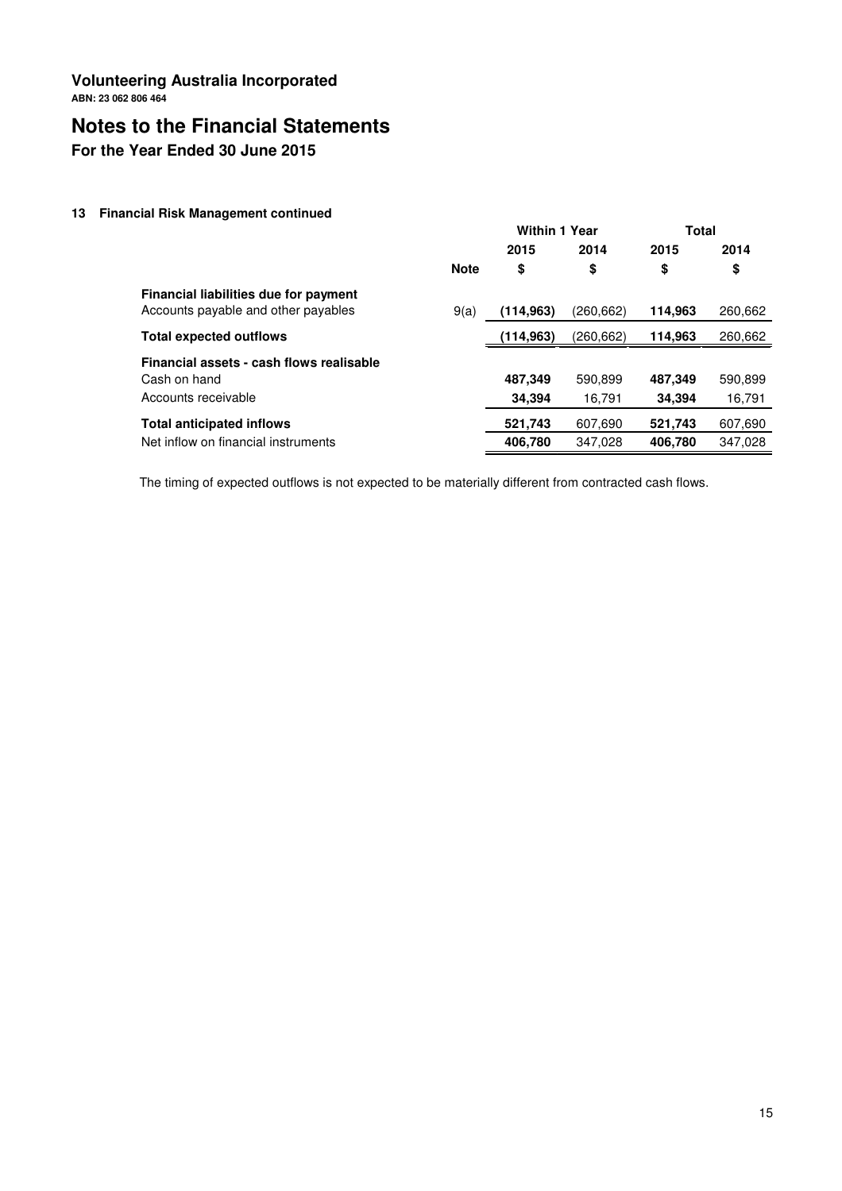# Volunteering Australia Incorporated

**ABN: 23 062 806 464**

# Notes to the Financial Statements

## For the Year Ended 30 June 2015

### 13 Financial Risk Management continued

| | Note | Within 1 Year | | Total | |
|---|---|---|---|---|---|
| | | 2015 | 2014 | 2015 | 2014 |
| | | $ | $ | $ | $ |
| **Financial liabilities due for payment** | | | | | |
| Accounts payable and other payables | 9(a) | **(114,963)** | (260,662) | **114,963** | 260,662 |
| **Total expected outflows** | | **(114,963)** | (260,662) | **114,963** | 260,662 |
| **Financial assets - cash flows realisable** | | | | | |
| Cash on hand | | **487,349** | 590,899 | **487,349** | 590,899 |
| Accounts receivable | | **34,394** | 16,791 | **34,394** | 16,791 |
| **Total anticipated inflows** | | **521,743** | 607,690 | **521,743** | 607,690 |
| Net inflow on financial instruments | | **406,780** | 347,028 | **406,780** | 347,028 |

The timing of expected outflows is not expected to be materially different from contracted cash flows.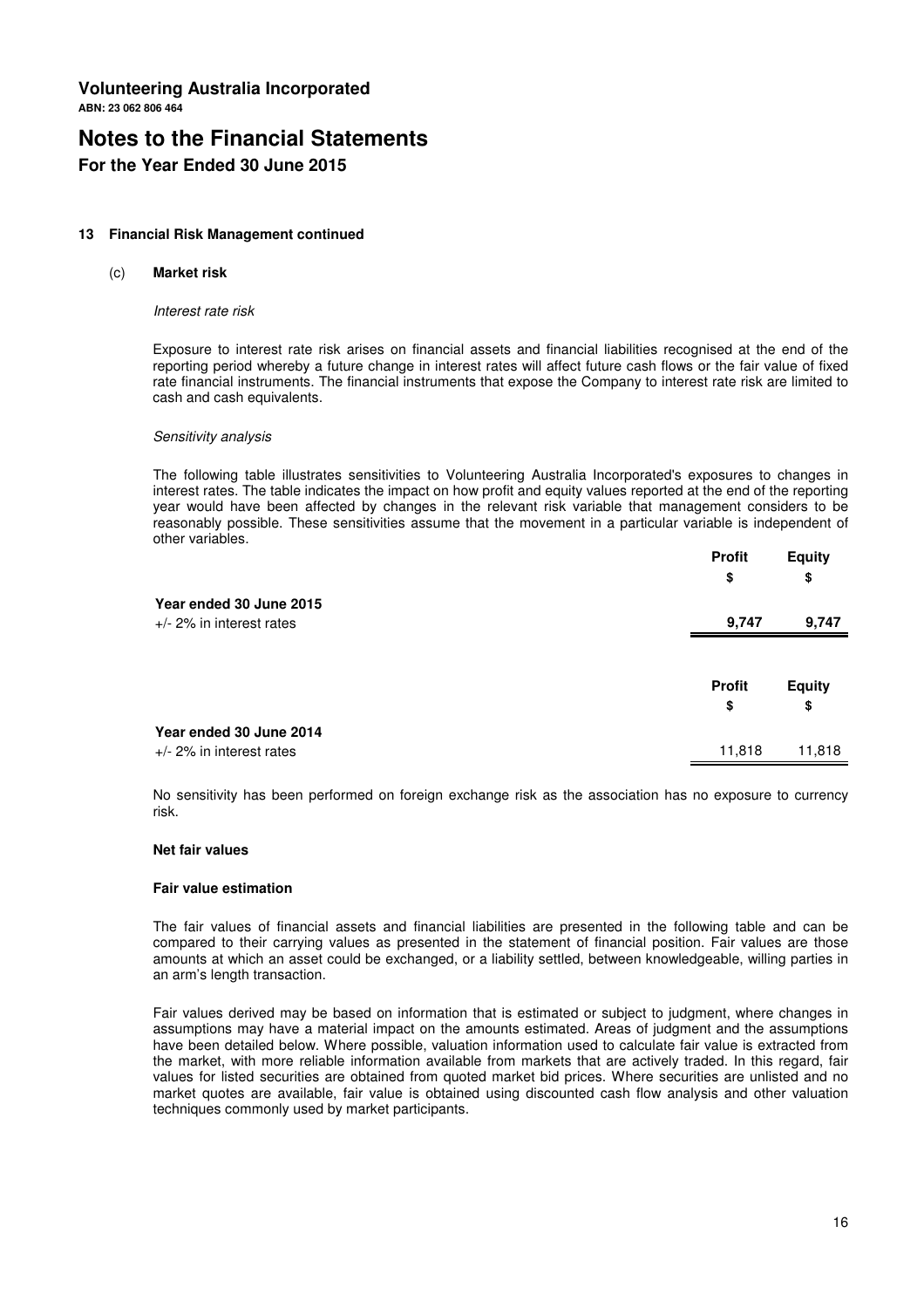**Volunteering Australia Incorporated**
**ABN: 23 062 806 464**

# Notes to the Financial Statements

## For the Year Ended 30 June 2015

### 13 Financial Risk Management continued

#### (c) Market risk

*Interest rate risk*

Exposure to interest rate risk arises on financial assets and financial liabilities recognised at the end of the reporting period whereby a future change in interest rates will affect future cash flows or the fair value of fixed rate financial instruments. The financial instruments that expose the Company to interest rate risk are limited to cash and cash equivalents.

*Sensitivity analysis*

The following table illustrates sensitivities to Volunteering Australia Incorporated's exposures to changes in interest rates. The table indicates the impact on how profit and equity values reported at the end of the reporting year would have been affected by changes in the relevant risk variable that management considers to be reasonably possible. These sensitivities assume that the movement in a particular variable is independent of other variables.

| | Profit<br>$ | Equity<br>$ |
|---|---|---|
| **Year ended 30 June 2015** | | |
| +/- 2% in interest rates | **9,747** | **9,747** |

| | Profit<br>$ | Equity<br>$ |
|---|---|---|
| **Year ended 30 June 2014** | | |
| +/- 2% in interest rates | 11,818 | 11,818 |

No sensitivity has been performed on foreign exchange risk as the association has no exposure to currency risk.

**Net fair values**

**Fair value estimation**

The fair values of financial assets and financial liabilities are presented in the following table and can be compared to their carrying values as presented in the statement of financial position. Fair values are those amounts at which an asset could be exchanged, or a liability settled, between knowledgeable, willing parties in an arm's length transaction.

Fair values derived may be based on information that is estimated or subject to judgment, where changes in assumptions may have a material impact on the amounts estimated. Areas of judgment and the assumptions have been detailed below. Where possible, valuation information used to calculate fair value is extracted from the market, with more reliable information available from markets that are actively traded. In this regard, fair values for listed securities are obtained from quoted market bid prices. Where securities are unlisted and no market quotes are available, fair value is obtained using discounted cash flow analysis and other valuation techniques commonly used by market participants.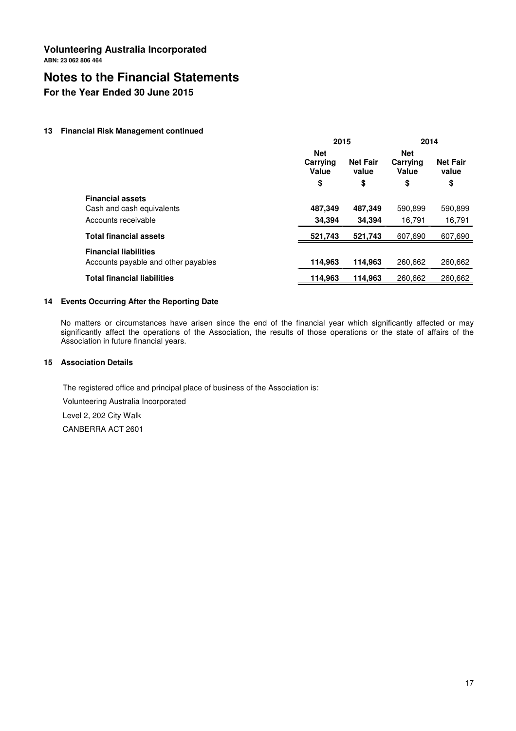# Volunteering Australia Incorporated

**ABN: 23 062 806 464**

# Notes to the Financial Statements

## For the Year Ended 30 June 2015

### 13 Financial Risk Management continued

| | 2015 | | 2014 | |
|---|---|---|---|---|
| | **Net Carrying Value** | **Net Fair value** | **Net Carrying Value** | **Net Fair value** |
| | **$** | **$** | **$** | **$** |
| **Financial assets** | | | | |
| Cash and cash equivalents | **487,349** | **487,349** | 590,899 | 590,899 |
| Accounts receivable | **34,394** | **34,394** | 16,791 | 16,791 |
| **Total financial assets** | **521,743** | **521,743** | 607,690 | 607,690 |
| **Financial liabilities** | | | | |
| Accounts payable and other payables | **114,963** | **114,963** | 260,662 | 260,662 |
| **Total financial liabilities** | **114,963** | **114,963** | 260,662 | 260,662 |

### 14 Events Occurring After the Reporting Date

No matters or circumstances have arisen since the end of the financial year which significantly affected or may significantly affect the operations of the Association, the results of those operations or the state of affairs of the Association in future financial years.

### 15 Association Details

The registered office and principal place of business of the Association is:

Volunteering Australia Incorporated

Level 2, 202 City Walk

CANBERRA ACT 2601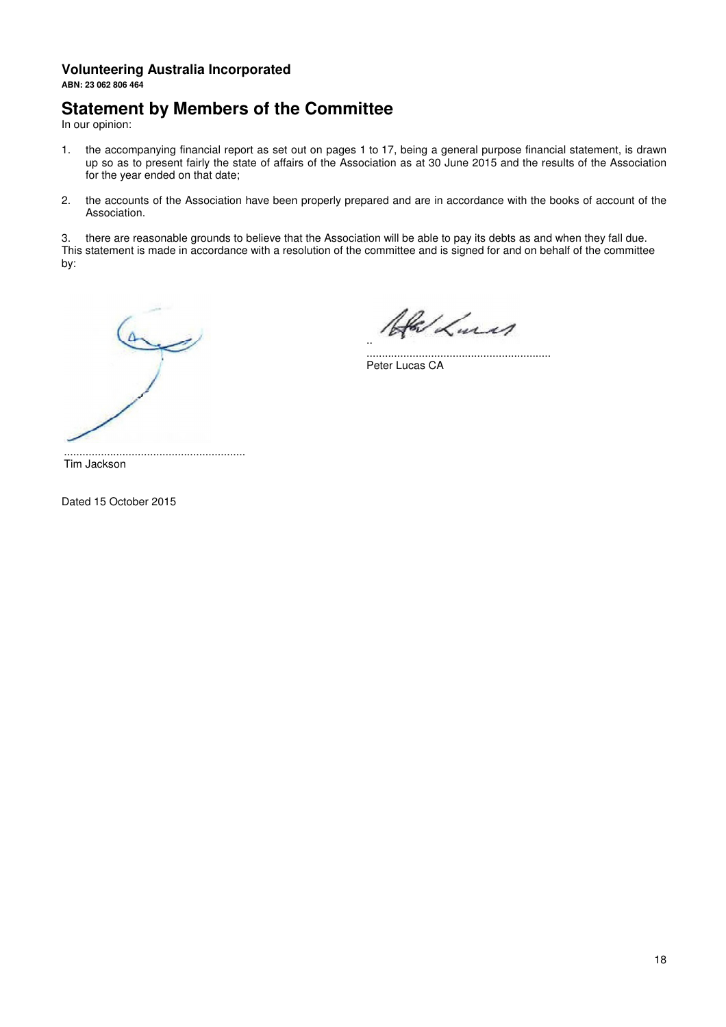**Volunteering Australia Incorporated**

**ABN: 23 062 806 464**

## Statement by Members of the Committee

In our opinion:

1. the accompanying financial report as set out on pages 1 to 17, being a general purpose financial statement, is drawn up so as to present fairly the state of affairs of the Association as at 30 June 2015 and the results of the Association for the year ended on that date;

2. the accounts of the Association have been properly prepared and are in accordance with the books of account of the Association.

3. there are reasonable grounds to believe that the Association will be able to pay its debts as and when they fall due.

This statement is made in accordance with a resolution of the committee and is signed for and on behalf of the committee by:

..........................................................
Tim Jackson

..........................................................
Peter Lucas CA

Dated 15 October 2015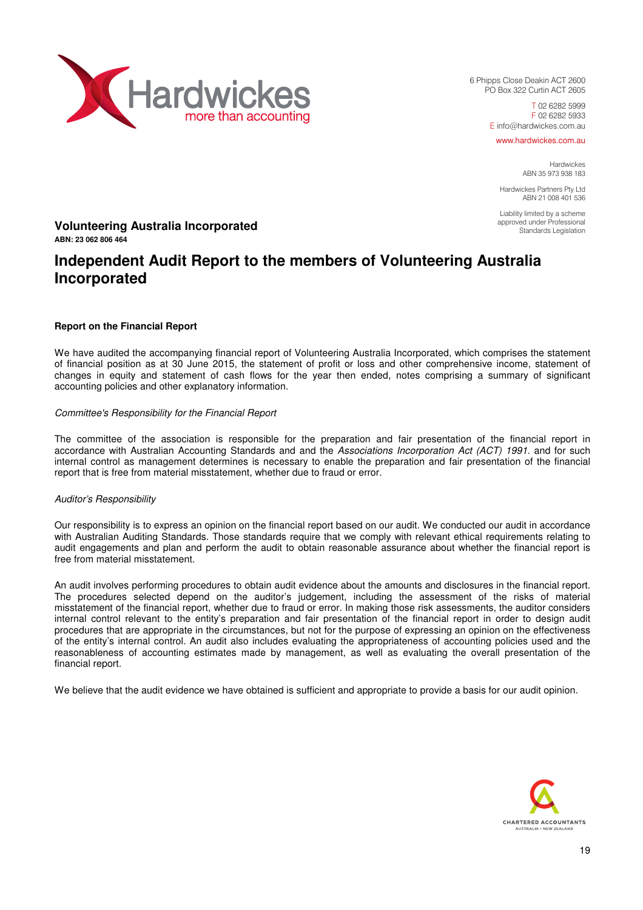Hardwickes
more than accounting

6 Phipps Close Deakin ACT 2600
PO Box 322 Curtin ACT 2605

T 02 6282 5999
F 02 6282 5933
E info@hardwickes.com.au

www.hardwickes.com.au

Hardwickes
ABN 35 973 938 183

Hardwickes Partners Pty Ltd
ABN 21 008 401 536

Liability limited by a scheme approved under Professional Standards Legislation

**Volunteering Australia Incorporated**
**ABN: 23 062 806 464**

# Independent Audit Report to the members of Volunteering Australia Incorporated

### Report on the Financial Report

We have audited the accompanying financial report of Volunteering Australia Incorporated, which comprises the statement of financial position as at 30 June 2015, the statement of profit or loss and other comprehensive income, statement of changes in equity and statement of cash flows for the year then ended, notes comprising a summary of significant accounting policies and other explanatory information.

*Committee's Responsibility for the Financial Report*

The committee of the association is responsible for the preparation and fair presentation of the financial report in accordance with Australian Accounting Standards and and the *Associations Incorporation Act (ACT) 1991*. and for such internal control as management determines is necessary to enable the preparation and fair presentation of the financial report that is free from material misstatement, whether due to fraud or error.

*Auditor's Responsibility*

Our responsibility is to express an opinion on the financial report based on our audit. We conducted our audit in accordance with Australian Auditing Standards. Those standards require that we comply with relevant ethical requirements relating to audit engagements and plan and perform the audit to obtain reasonable assurance about whether the financial report is free from material misstatement.

An audit involves performing procedures to obtain audit evidence about the amounts and disclosures in the financial report. The procedures selected depend on the auditor's judgement, including the assessment of the risks of material misstatement of the financial report, whether due to fraud or error. In making those risk assessments, the auditor considers internal control relevant to the entity's preparation and fair presentation of the financial report in order to design audit procedures that are appropriate in the circumstances, but not for the purpose of expressing an opinion on the effectiveness of the entity's internal control. An audit also includes evaluating the appropriateness of accounting policies used and the reasonableness of accounting estimates made by management, as well as evaluating the overall presentation of the financial report.

We believe that the audit evidence we have obtained is sufficient and appropriate to provide a basis for our audit opinion.

CHARTERED ACCOUNTANTS
AUSTRALIA • NEW ZEALAND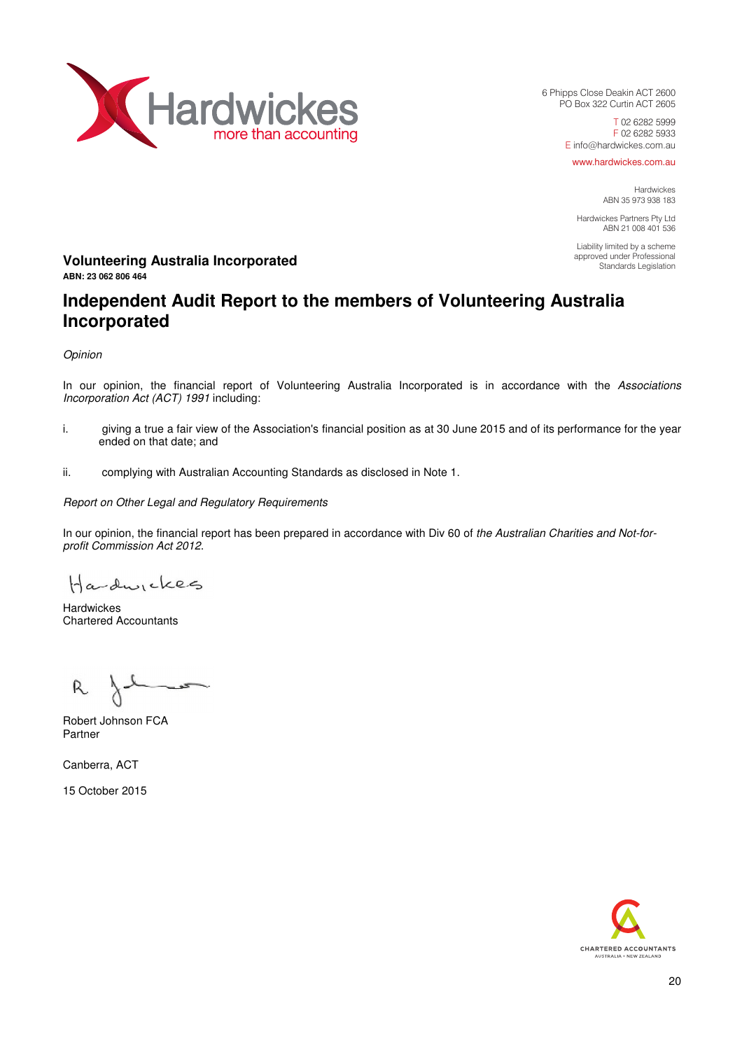Hardwickes
more than accounting

6 Phipps Close Deakin ACT 2600
PO Box 322 Curtin ACT 2605

T 02 6282 5999
F 02 6282 5933
E info@hardwickes.com.au

www.hardwickes.com.au

Hardwickes
ABN 35 973 938 183

Hardwickes Partners Pty Ltd
ABN 21 008 401 536

Liability limited by a scheme approved under Professional Standards Legislation

**Volunteering Australia Incorporated**
**ABN: 23 062 806 464**

# Independent Audit Report to the members of Volunteering Australia Incorporated

*Opinion*

In our opinion, the financial report of Volunteering Australia Incorporated is in accordance with the *Associations Incorporation Act (ACT) 1991* including:

i. giving a true a fair view of the Association's financial position as at 30 June 2015 and of its performance for the year ended on that date; and

ii. complying with Australian Accounting Standards as disclosed in Note 1.

*Report on Other Legal and Regulatory Requirements*

In our opinion, the financial report has been prepared in accordance with Div 60 of *the Australian Charities and Not-for-profit Commission Act 2012*.

Hardwickes
Chartered Accountants

Robert Johnson FCA
Partner

Canberra, ACT

15 October 2015

CHARTERED ACCOUNTANTS
AUSTRALIA • NEW ZEALAND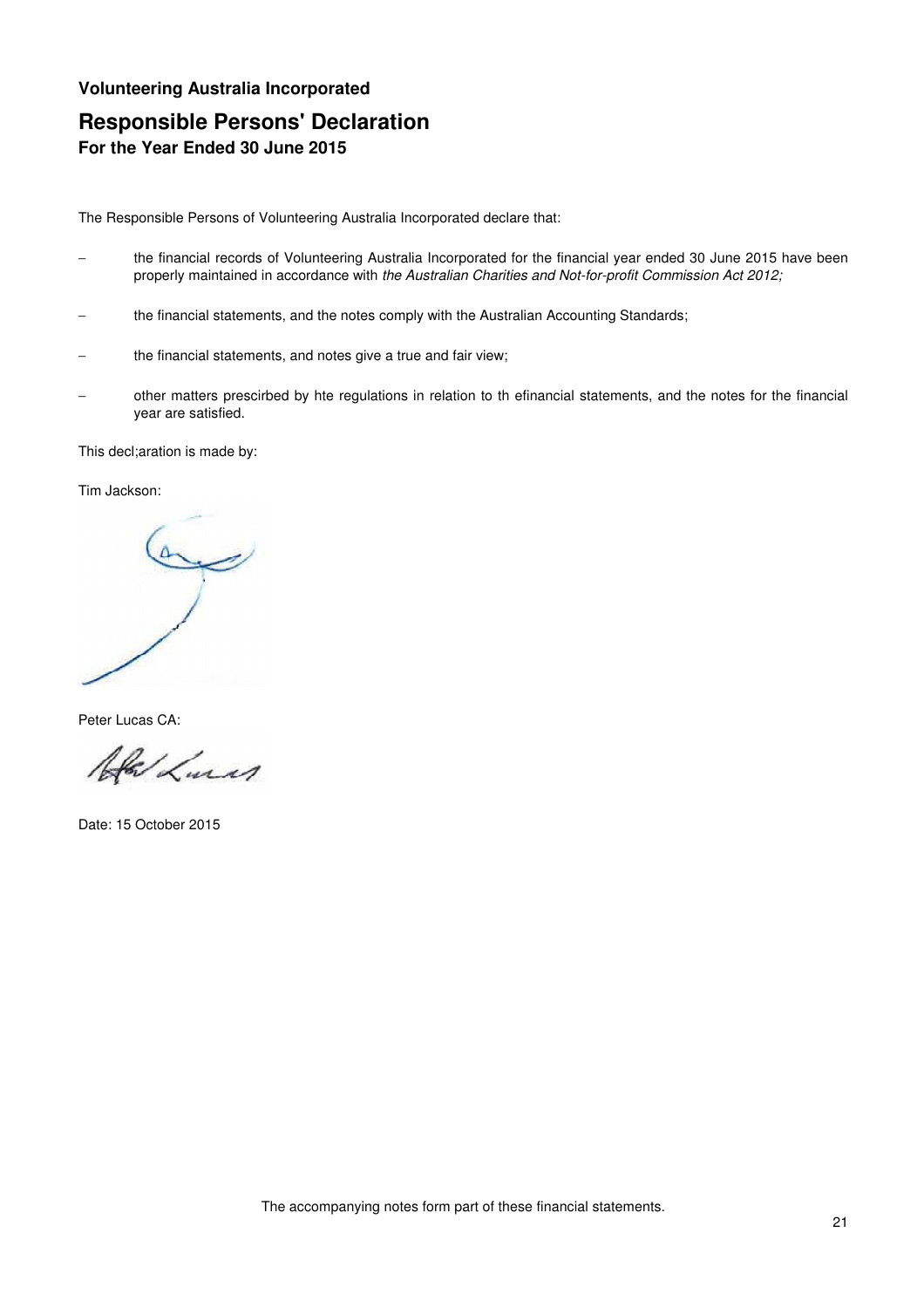**Volunteering Australia Incorporated**

# Responsible Persons' Declaration

**For the Year Ended 30 June 2015**

The Responsible Persons of Volunteering Australia Incorporated declare that:

- the financial records of Volunteering Australia Incorporated for the financial year ended 30 June 2015 have been properly maintained in accordance with *the Australian Charities and Not-for-profit Commission Act 2012;*
- the financial statements, and the notes comply with the Australian Accounting Standards;
- the financial statements, and notes give a true and fair view;
- other matters prescirbed by hte regulations in relation to th efinancial statements, and the notes for the financial year are satisfied.

This decl;aration is made by:

Tim Jackson:

Peter Lucas CA:

Date: 15 October 2015

The accompanying notes form part of these financial statements.